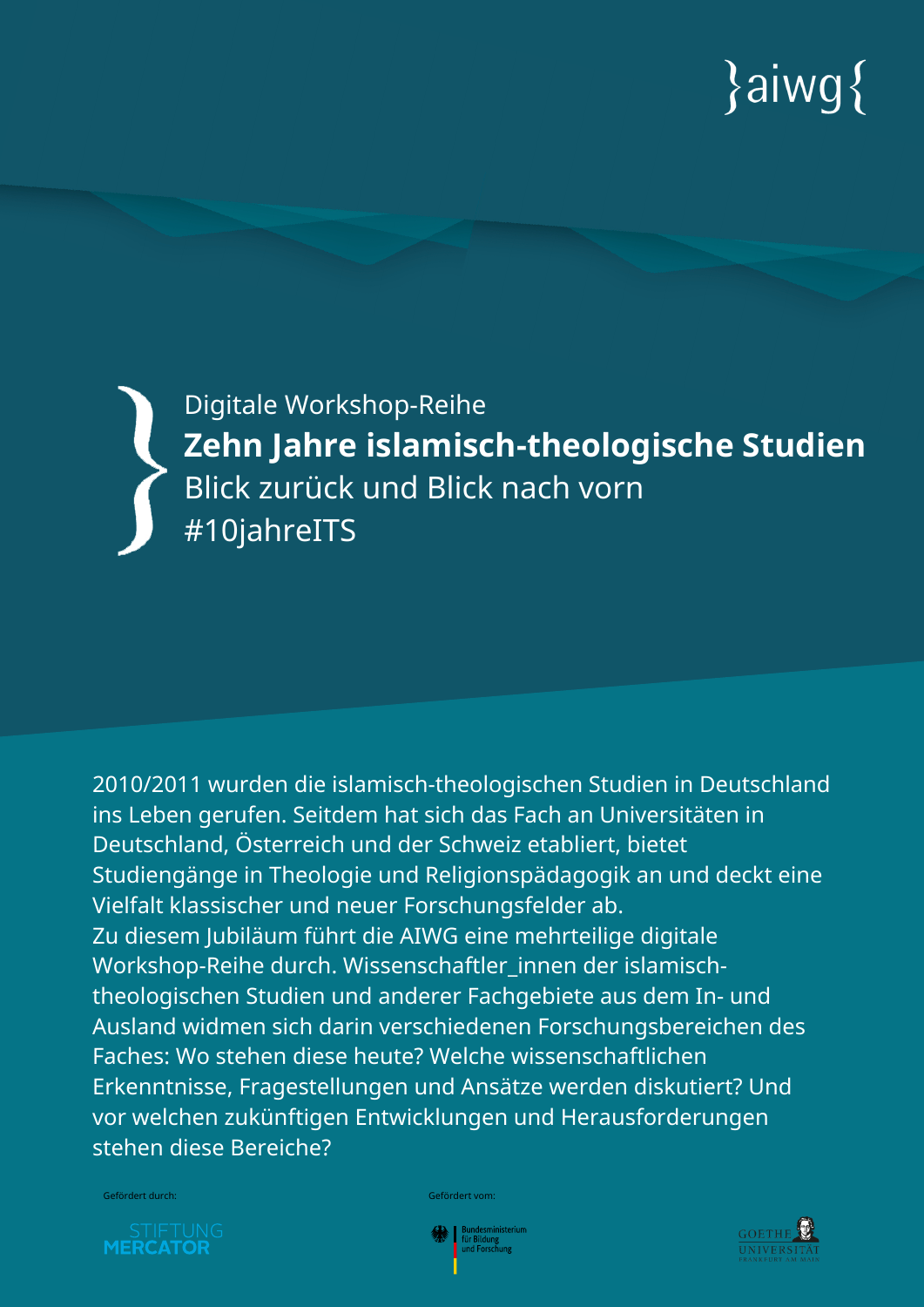}aiwg{

Digitale Workshop-Reihe

# Zehn Jahre islamisch-theologische Studien

Blick zurück und Blick nach vorn

#10jahreITS

2010/2011 wurden die islamisch-theologischen Studien in Deutschland ins Leben gerufen. Seitdem hat sich das Fach an Universitäten in Deutschland, Österreich und der Schweiz etabliert, bietet Studiengänge in Theologie und Religionspädagogik an und deckt eine Vielfalt klassischer und neuer Forschungsfelder ab.
Zu diesem Jubiläum führt die AIWG eine mehrteilige digitale Workshop-Reihe durch. Wissenschaftler_innen der islamisch-theologischen Studien und anderer Fachgebiete aus dem In- und Ausland widmen sich darin verschiedenen Forschungsbereichen des Faches: Wo stehen diese heute? Welche wissenschaftlichen Erkenntnisse, Fragestellungen und Ansätze werden diskutiert? Und vor welchen zukünftigen Entwicklungen und Herausforderungen stehen diese Bereiche?

Gefördert durch: STIFTUNG MERCATOR

Gefördert vom: Bundesministerium für Bildung und Forschung

GOETHE UNIVERSITÄT FRANKFURT AM MAIN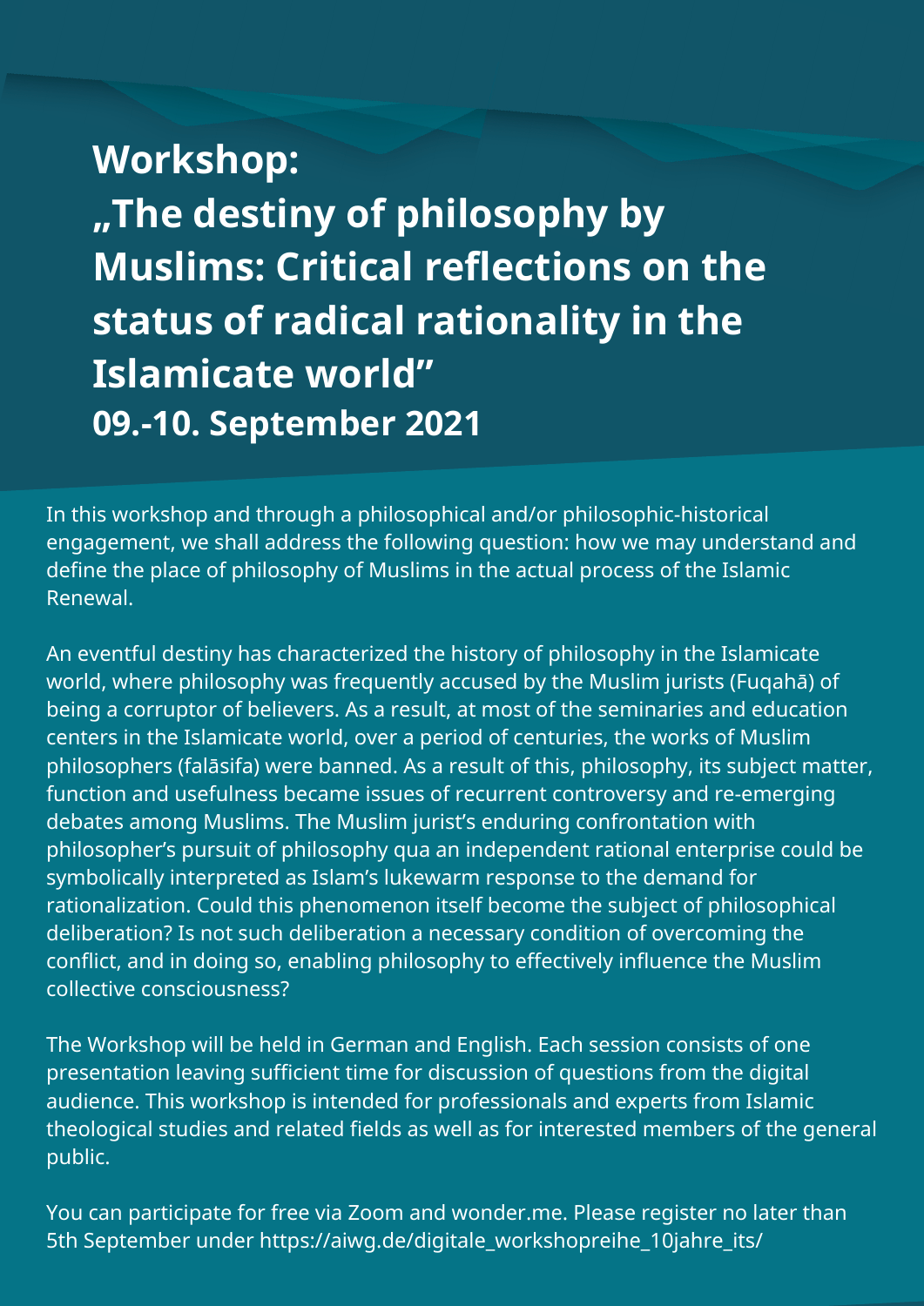# Workshop:

# „The destiny of philosophy by Muslims: Critical reflections on the status of radical rationality in the Islamicate world"

## 09.-10. September 2021

In this workshop and through a philosophical and/or philosophic-historical engagement, we shall address the following question: how we may understand and define the place of philosophy of Muslims in the actual process of the Islamic Renewal.

An eventful destiny has characterized the history of philosophy in the Islamicate world, where philosophy was frequently accused by the Muslim jurists (Fuqahā) of being a corruptor of believers. As a result, at most of the seminaries and education centers in the Islamicate world, over a period of centuries, the works of Muslim philosophers (falāsifa) were banned. As a result of this, philosophy, its subject matter, function and usefulness became issues of recurrent controversy and re-emerging debates among Muslims. The Muslim jurist's enduring confrontation with philosopher's pursuit of philosophy qua an independent rational enterprise could be symbolically interpreted as Islam's lukewarm response to the demand for rationalization. Could this phenomenon itself become the subject of philosophical deliberation? Is not such deliberation a necessary condition of overcoming the conflict, and in doing so, enabling philosophy to effectively influence the Muslim collective consciousness?

The Workshop will be held in German and English. Each session consists of one presentation leaving sufficient time for discussion of questions from the digital audience. This workshop is intended for professionals and experts from Islamic theological studies and related fields as well as for interested members of the general public.

You can participate for free via Zoom and wonder.me. Please register no later than 5th September under https://aiwg.de/digitale_workshopreihe_10jahre_its/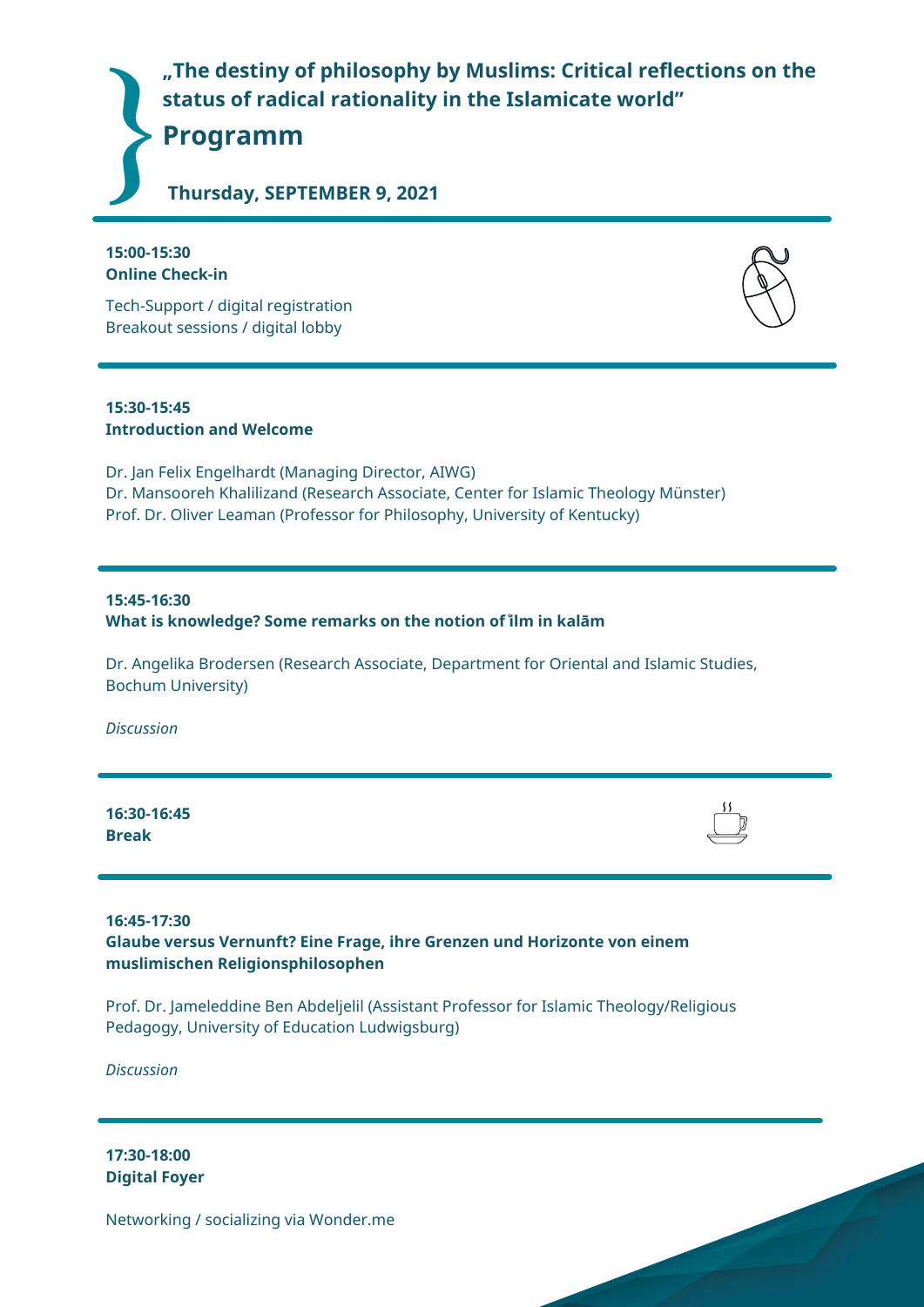## „The destiny of philosophy by Muslims: Critical reflections on the status of radical rationality in the Islamicate world"

# Programm

**Thursday, SEPTEMBER 9, 2021**

---

**15:00-15:30**
**Online Check-in**

Tech-Support / digital registration
Breakout sessions / digital lobby

---

**15:30-15:45**
**Introduction and Welcome**

Dr. Jan Felix Engelhardt (Managing Director, AIWG)
Dr. Mansooreh Khalilizand (Research Associate, Center for Islamic Theology Münster)
Prof. Dr. Oliver Leaman (Professor for Philosophy, University of Kentucky)

---

**15:45-16:30**
**What is knowledge? Some remarks on the notion of ʿilm in kalām**

Dr. Angelika Brodersen (Research Associate, Department for Oriental and Islamic Studies, Bochum University)

*Discussion*

---

**16:30-16:45**
**Break**

---

**16:45-17:30**
**Glaube versus Vernunft? Eine Frage, ihre Grenzen und Horizonte von einem muslimischen Religionsphilosophen**

Prof. Dr. Jameleddine Ben Abdeljelil (Assistant Professor for Islamic Theology/Religious Pedagogy, University of Education Ludwigsburg)

*Discussion*

---

**17:30-18:00**
**Digital Foyer**

Networking / socializing via Wonder.me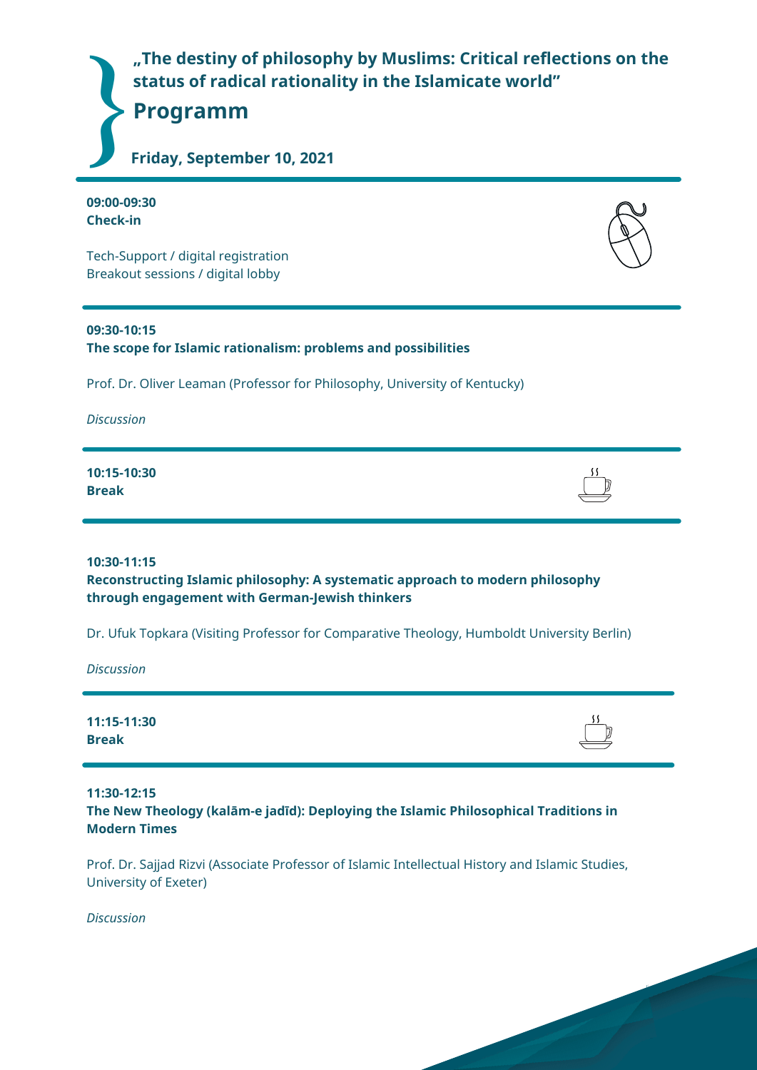# „The destiny of philosophy by Muslims: Critical reflections on the status of radical rationality in the Islamicate world"

## Programm

### Friday, September 10, 2021

---

**09:00-09:30**
**Check-in**

Tech-Support / digital registration
Breakout sessions / digital lobby

---

**09:30-10:15**
**The scope for Islamic rationalism: problems and possibilities**

Prof. Dr. Oliver Leaman (Professor for Philosophy, University of Kentucky)

*Discussion*

---

**10:15-10:30**
**Break**

---

**10:30-11:15**
**Reconstructing Islamic philosophy: A systematic approach to modern philosophy through engagement with German-Jewish thinkers**

Dr. Ufuk Topkara (Visiting Professor for Comparative Theology, Humboldt University Berlin)

*Discussion*

---

**11:15-11:30**
**Break**

---

**11:30-12:15**
**The New Theology (kalām-e jadīd): Deploying the Islamic Philosophical Traditions in Modern Times**

Prof. Dr. Sajjad Rizvi (Associate Professor of Islamic Intellectual History and Islamic Studies, University of Exeter)

*Discussion*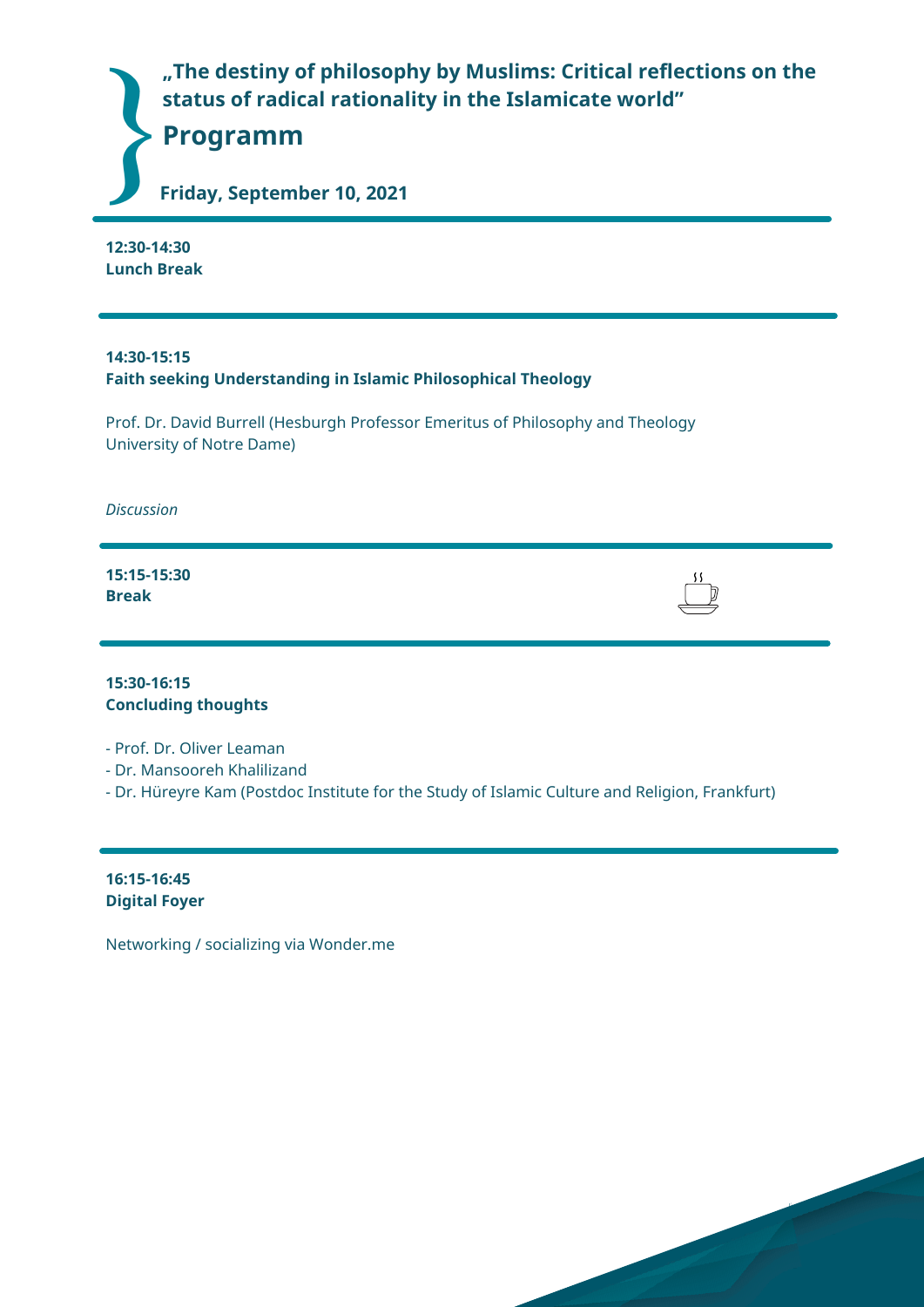**„The destiny of philosophy by Muslims: Critical reflections on the status of radical rationality in the Islamicate world"**

## Programm

**Friday, September 10, 2021**

---

**12:30-14:30**
**Lunch Break**

---

**14:30-15:15**
**Faith seeking Understanding in Islamic Philosophical Theology**

Prof. Dr. David Burrell (Hesburgh Professor Emeritus of Philosophy and Theology University of Notre Dame)

*Discussion*

---

**15:15-15:30**
**Break**

---

**15:30-16:15**
**Concluding thoughts**

- Prof. Dr. Oliver Leaman
- Dr. Mansooreh Khalilizand
- Dr. Hüreyre Kam (Postdoc Institute for the Study of Islamic Culture and Religion, Frankfurt)

---

**16:15-16:45**
**Digital Foyer**

Networking / socializing via Wonder.me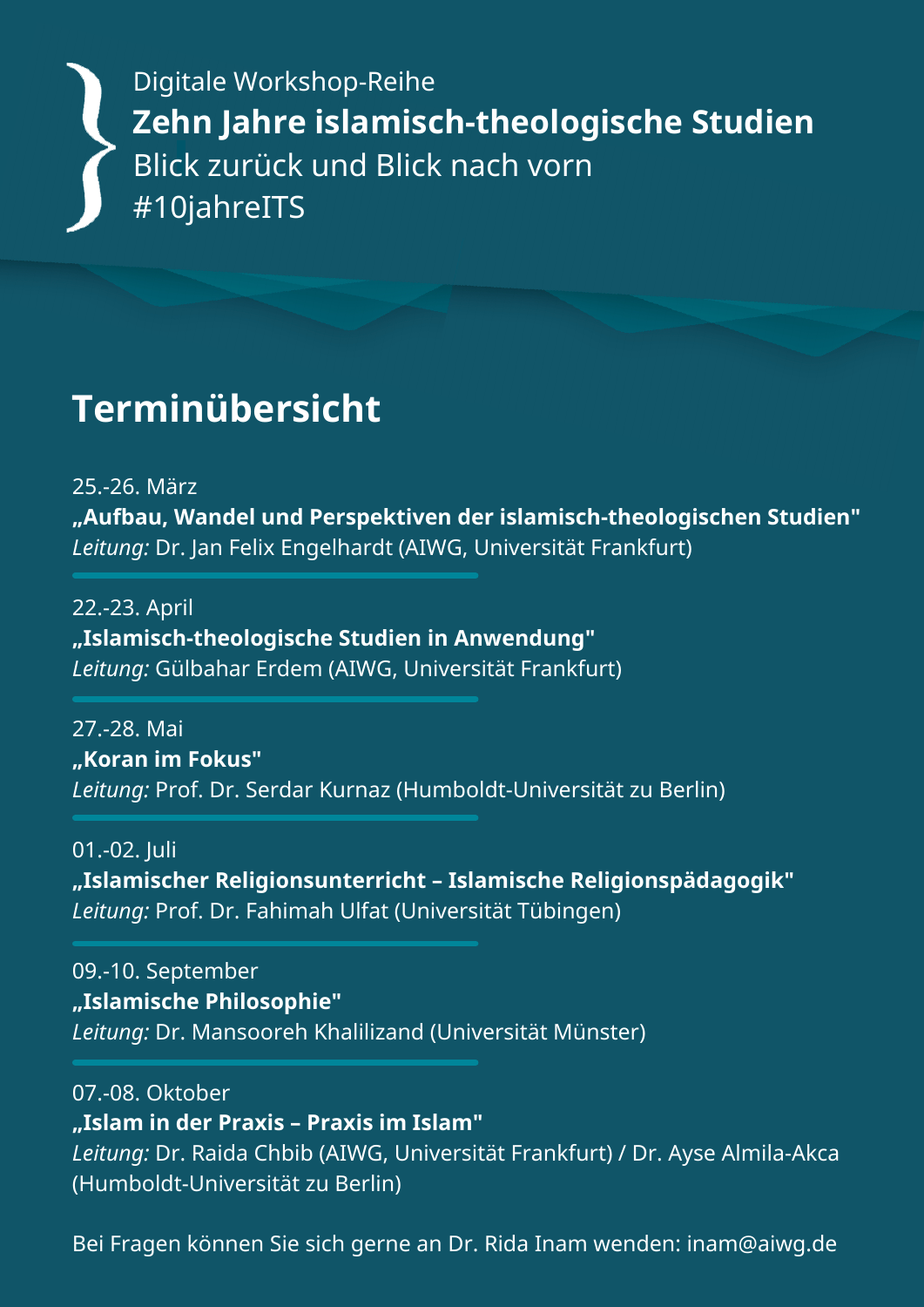Digitale Workshop-Reihe

# Zehn Jahre islamisch-theologische Studien

Blick zurück und Blick nach vorn

#10jahreITS

## Terminübersicht

25.-26. März
**„Aufbau, Wandel und Perspektiven der islamisch-theologischen Studien"**
*Leitung:* Dr. Jan Felix Engelhardt (AIWG, Universität Frankfurt)

22.-23. April
**„Islamisch-theologische Studien in Anwendung"**
*Leitung:* Gülbahar Erdem (AIWG, Universität Frankfurt)

27.-28. Mai
**„Koran im Fokus"**
*Leitung:* Prof. Dr. Serdar Kurnaz (Humboldt-Universität zu Berlin)

01.-02. Juli
**„Islamischer Religionsunterricht – Islamische Religionspädagogik"**
*Leitung:* Prof. Dr. Fahimah Ulfat (Universität Tübingen)

09.-10. September
**„Islamische Philosophie"**
*Leitung:* Dr. Mansooreh Khalilizand (Universität Münster)

07.-08. Oktober
**„Islam in der Praxis – Praxis im Islam"**
*Leitung:* Dr. Raida Chbib (AIWG, Universität Frankfurt) / Dr. Ayse Almila-Akca (Humboldt-Universität zu Berlin)

Bei Fragen können Sie sich gerne an Dr. Rida Inam wenden: inam@aiwg.de